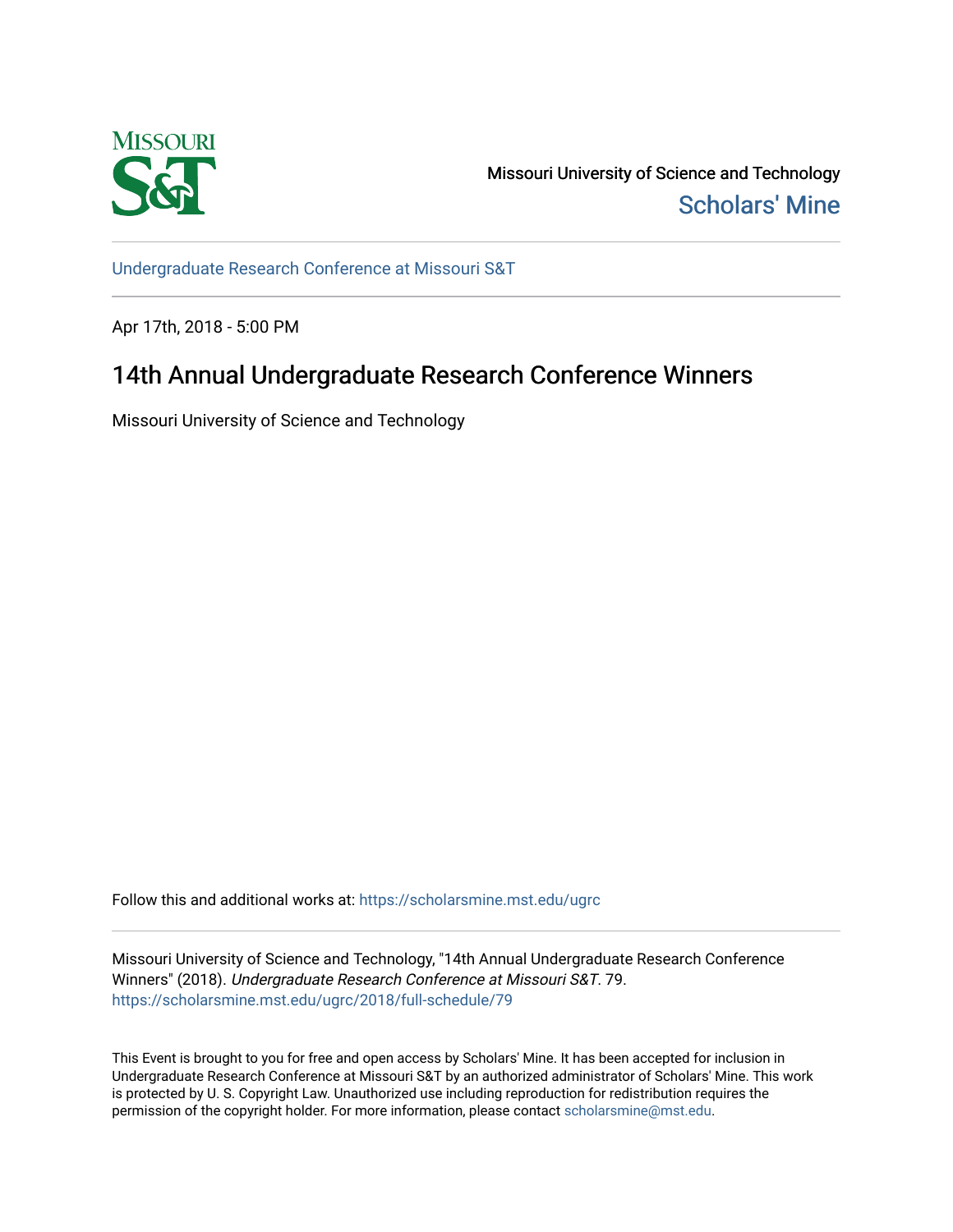Missouri University of Science and Technology

Scholars' Mine

Undergraduate Research Conference at Missouri S&T

Apr 17th, 2018 - 5:00 PM

# 14th Annual Undergraduate Research Conference Winners

Missouri University of Science and Technology

Follow this and additional works at: https://scholarsmine.mst.edu/ugrc

Missouri University of Science and Technology, "14th Annual Undergraduate Research Conference Winners" (2018). *Undergraduate Research Conference at Missouri S&T*. 79.
https://scholarsmine.mst.edu/ugrc/2018/full-schedule/79

This Event is brought to you for free and open access by Scholars' Mine. It has been accepted for inclusion in Undergraduate Research Conference at Missouri S&T by an authorized administrator of Scholars' Mine. This work is protected by U. S. Copyright Law. Unauthorized use including reproduction for redistribution requires the permission of the copyright holder. For more information, please contact scholarsmine@mst.edu.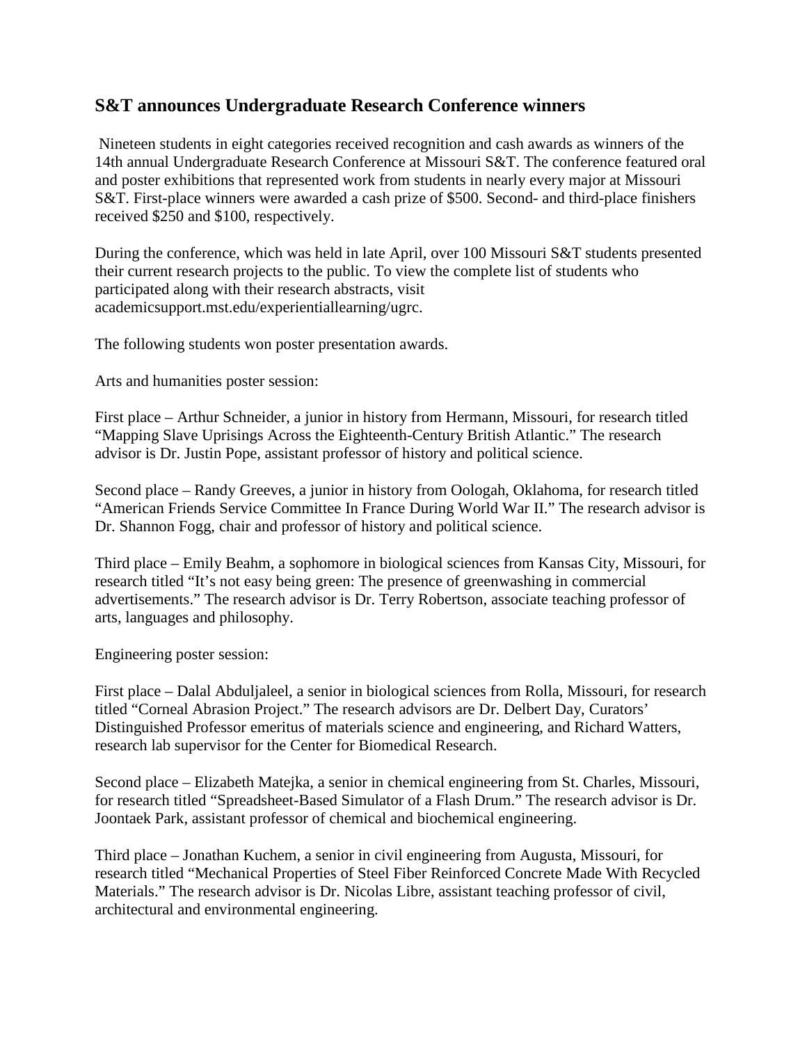## S&T announces Undergraduate Research Conference winners

Nineteen students in eight categories received recognition and cash awards as winners of the 14th annual Undergraduate Research Conference at Missouri S&T. The conference featured oral and poster exhibitions that represented work from students in nearly every major at Missouri S&T. First-place winners were awarded a cash prize of $500. Second- and third-place finishers received $250 and $100, respectively.

During the conference, which was held in late April, over 100 Missouri S&T students presented their current research projects to the public. To view the complete list of students who participated along with their research abstracts, visit academicsupport.mst.edu/experientiallearning/ugrc.

The following students won poster presentation awards.

Arts and humanities poster session:

First place – Arthur Schneider, a junior in history from Hermann, Missouri, for research titled "Mapping Slave Uprisings Across the Eighteenth-Century British Atlantic." The research advisor is Dr. Justin Pope, assistant professor of history and political science.

Second place – Randy Greeves, a junior in history from Oologah, Oklahoma, for research titled "American Friends Service Committee In France During World War II." The research advisor is Dr. Shannon Fogg, chair and professor of history and political science.

Third place – Emily Beahm, a sophomore in biological sciences from Kansas City, Missouri, for research titled "It's not easy being green: The presence of greenwashing in commercial advertisements." The research advisor is Dr. Terry Robertson, associate teaching professor of arts, languages and philosophy.

Engineering poster session:

First place – Dalal Abduljaleel, a senior in biological sciences from Rolla, Missouri, for research titled "Corneal Abrasion Project." The research advisors are Dr. Delbert Day, Curators' Distinguished Professor emeritus of materials science and engineering, and Richard Watters, research lab supervisor for the Center for Biomedical Research.

Second place – Elizabeth Matejka, a senior in chemical engineering from St. Charles, Missouri, for research titled "Spreadsheet-Based Simulator of a Flash Drum." The research advisor is Dr. Joontaek Park, assistant professor of chemical and biochemical engineering.

Third place – Jonathan Kuchem, a senior in civil engineering from Augusta, Missouri, for research titled "Mechanical Properties of Steel Fiber Reinforced Concrete Made With Recycled Materials." The research advisor is Dr. Nicolas Libre, assistant teaching professor of civil, architectural and environmental engineering.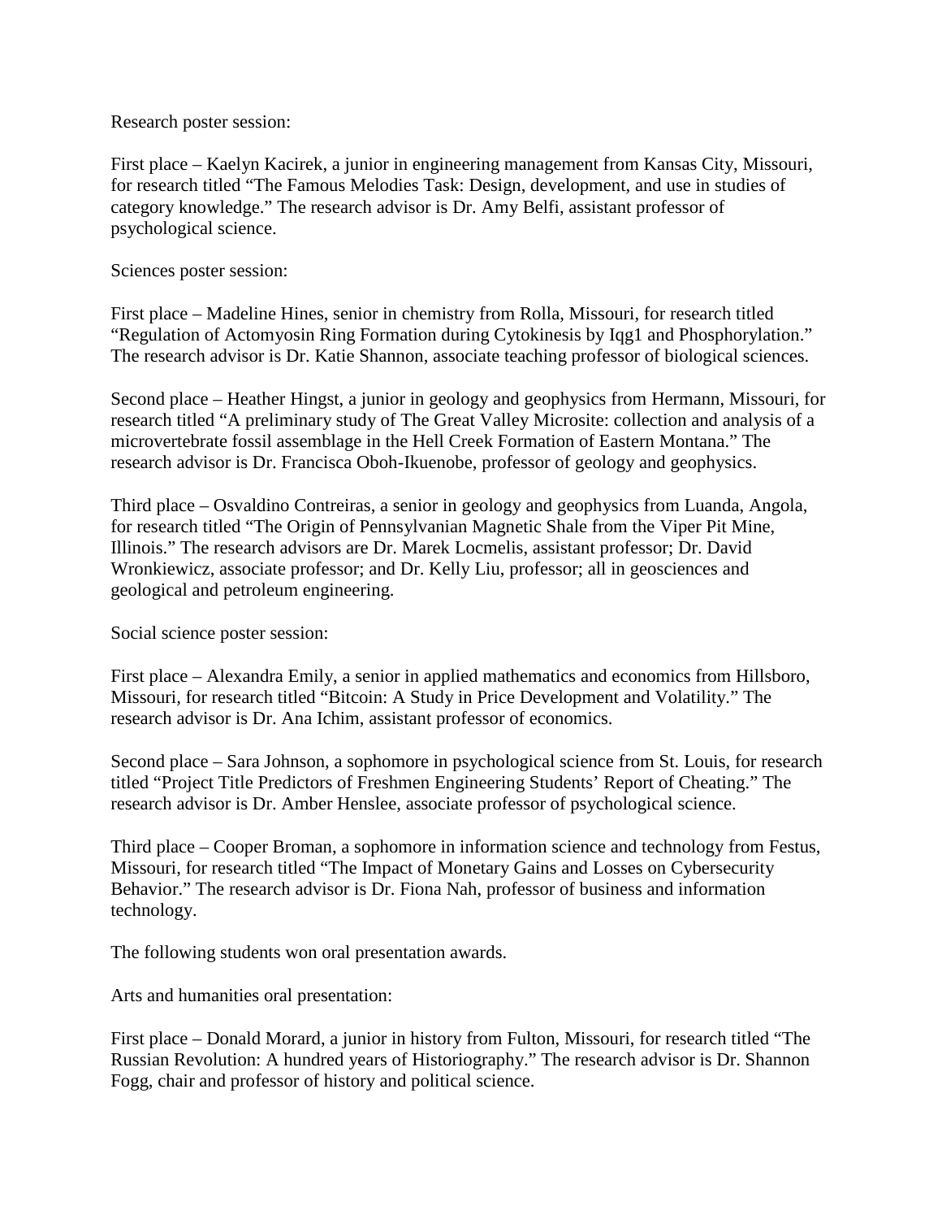Research poster session:

First place – Kaelyn Kacirek, a junior in engineering management from Kansas City, Missouri, for research titled "The Famous Melodies Task: Design, development, and use in studies of category knowledge." The research advisor is Dr. Amy Belfi, assistant professor of psychological science.

Sciences poster session:

First place – Madeline Hines, senior in chemistry from Rolla, Missouri, for research titled "Regulation of Actomyosin Ring Formation during Cytokinesis by Iqg1 and Phosphorylation." The research advisor is Dr. Katie Shannon, associate teaching professor of biological sciences.

Second place – Heather Hingst, a junior in geology and geophysics from Hermann, Missouri, for research titled "A preliminary study of The Great Valley Microsite: collection and analysis of a microvertebrate fossil assemblage in the Hell Creek Formation of Eastern Montana." The research advisor is Dr. Francisca Oboh-Ikuenobe, professor of geology and geophysics.

Third place – Osvaldino Contreiras, a senior in geology and geophysics from Luanda, Angola, for research titled "The Origin of Pennsylvanian Magnetic Shale from the Viper Pit Mine, Illinois." The research advisors are Dr. Marek Locmelis, assistant professor; Dr. David Wronkiewicz, associate professor; and Dr. Kelly Liu, professor; all in geosciences and geological and petroleum engineering.

Social science poster session:

First place – Alexandra Emily, a senior in applied mathematics and economics from Hillsboro, Missouri, for research titled "Bitcoin: A Study in Price Development and Volatility." The research advisor is Dr. Ana Ichim, assistant professor of economics.

Second place – Sara Johnson, a sophomore in psychological science from St. Louis, for research titled "Project Title Predictors of Freshmen Engineering Students' Report of Cheating." The research advisor is Dr. Amber Henslee, associate professor of psychological science.

Third place – Cooper Broman, a sophomore in information science and technology from Festus, Missouri, for research titled "The Impact of Monetary Gains and Losses on Cybersecurity Behavior." The research advisor is Dr. Fiona Nah, professor of business and information technology.

The following students won oral presentation awards.

Arts and humanities oral presentation:

First place – Donald Morard, a junior in history from Fulton, Missouri, for research titled "The Russian Revolution: A hundred years of Historiography." The research advisor is Dr. Shannon Fogg, chair and professor of history and political science.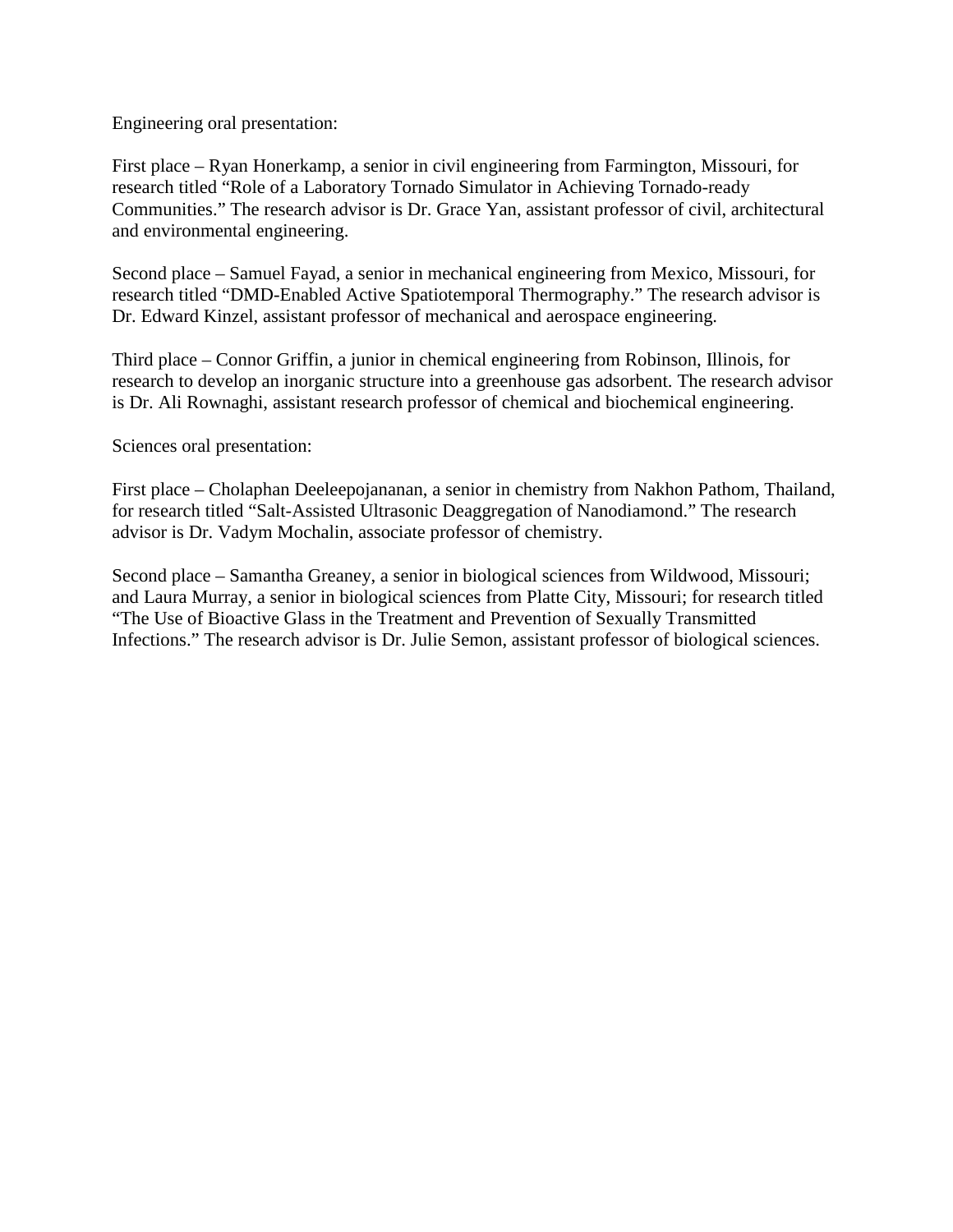Engineering oral presentation:

First place – Ryan Honerkamp, a senior in civil engineering from Farmington, Missouri, for research titled "Role of a Laboratory Tornado Simulator in Achieving Tornado-ready Communities." The research advisor is Dr. Grace Yan, assistant professor of civil, architectural and environmental engineering.

Second place – Samuel Fayad, a senior in mechanical engineering from Mexico, Missouri, for research titled "DMD-Enabled Active Spatiotemporal Thermography." The research advisor is Dr. Edward Kinzel, assistant professor of mechanical and aerospace engineering.

Third place – Connor Griffin, a junior in chemical engineering from Robinson, Illinois, for research to develop an inorganic structure into a greenhouse gas adsorbent. The research advisor is Dr. Ali Rownaghi, assistant research professor of chemical and biochemical engineering.

Sciences oral presentation:

First place – Cholaphan Deeleepojananan, a senior in chemistry from Nakhon Pathom, Thailand, for research titled "Salt-Assisted Ultrasonic Deaggregation of Nanodiamond." The research advisor is Dr. Vadym Mochalin, associate professor of chemistry.

Second place – Samantha Greaney, a senior in biological sciences from Wildwood, Missouri; and Laura Murray, a senior in biological sciences from Platte City, Missouri; for research titled "The Use of Bioactive Glass in the Treatment and Prevention of Sexually Transmitted Infections." The research advisor is Dr. Julie Semon, assistant professor of biological sciences.